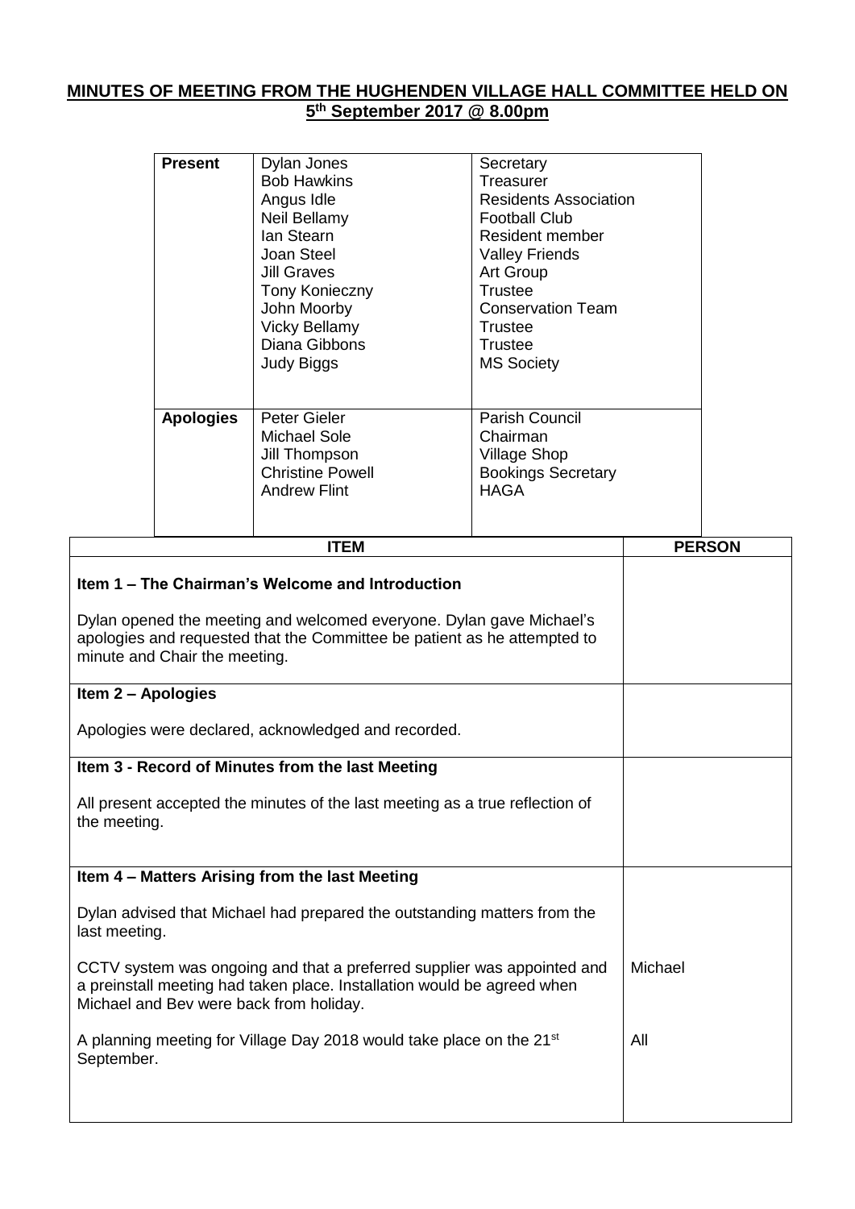# MINUTES OF MEETING FROM THE HUGHENDEN VILLAGE HALL COMMITTEE HELD ON 5th September 2017 @ 8.00pm

| | | |
|---|---|---|
| **Present** | Dylan Jones<br>Bob Hawkins<br>Angus Idle<br>Neil Bellamy<br>Ian Stearn<br>Joan Steel<br>Jill Graves<br>Tony Konieczny<br>John Moorby<br>Vicky Bellamy<br>Diana Gibbons<br>Judy Biggs | Secretary<br>Treasurer<br>Residents Association<br>Football Club<br>Resident member<br>Valley Friends<br>Art Group<br>Trustee<br>Conservation Team<br>Trustee<br>Trustee<br>MS Society |
| **Apologies** | Peter Gieler<br>Michael Sole<br>Jill Thompson<br>Christine Powell<br>Andrew Flint | Parish Council<br>Chairman<br>Village Shop<br>Bookings Secretary<br>HAGA |

| ITEM | PERSON |
|---|---|
| **Item 1 – The Chairman's Welcome and Introduction**<br><br>Dylan opened the meeting and welcomed everyone. Dylan gave Michael's apologies and requested that the Committee be patient as he attempted to minute and Chair the meeting. | |
| **Item 2 – Apologies**<br><br>Apologies were declared, acknowledged and recorded. | |
| **Item 3 - Record of Minutes from the last Meeting**<br><br>All present accepted the minutes of the last meeting as a true reflection of the meeting. | |
| **Item 4 – Matters Arising from the last Meeting**<br><br>Dylan advised that Michael had prepared the outstanding matters from the last meeting. | |
| CCTV system was ongoing and that a preferred supplier was appointed and a preinstall meeting had taken place. Installation would be agreed when Michael and Bev were back from holiday. | Michael |
| A planning meeting for Village Day 2018 would take place on the 21st September. | All |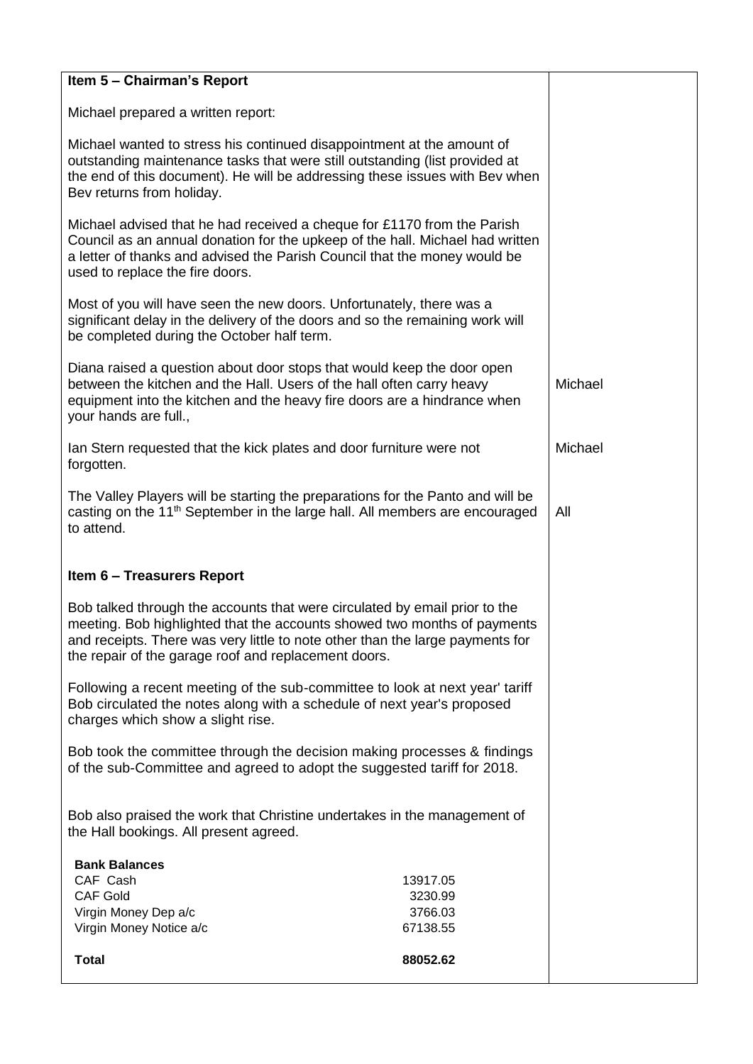| | |
|---|---|
| **Item 5 – Chairman's Report**<br><br>Michael prepared a written report:<br><br>Michael wanted to stress his continued disappointment at the amount of outstanding maintenance tasks that were still outstanding (list provided at the end of this document). He will be addressing these issues with Bev when Bev returns from holiday.<br><br>Michael advised that he had received a cheque for £1170 from the Parish Council as an annual donation for the upkeep of the hall. Michael had written a letter of thanks and advised the Parish Council that the money would be used to replace the fire doors.<br><br>Most of you will have seen the new doors. Unfortunately, there was a significant delay in the delivery of the doors and so the remaining work will be completed during the October half term. | |
| Diana raised a question about door stops that would keep the door open between the kitchen and the Hall. Users of the hall often carry heavy equipment into the kitchen and the heavy fire doors are a hindrance when your hands are full., | Michael |
| Ian Stern requested that the kick plates and door furniture were not forgotten. | Michael |
| The Valley Players will be starting the preparations for the Panto and will be casting on the 11th September in the large hall. All members are encouraged to attend. | All |
| **Item 6 – Treasurers Report**<br><br>Bob talked through the accounts that were circulated by email prior to the meeting. Bob highlighted that the accounts showed two months of payments and receipts. There was very little to note other than the large payments for the repair of the garage roof and replacement doors.<br><br>Following a recent meeting of the sub-committee to look at next year' tariff Bob circulated the notes along with a schedule of next year's proposed charges which show a slight rise.<br><br>Bob took the committee through the decision making processes & findings of the sub-Committee and agreed to adopt the suggested tariff for 2018.<br><br>Bob also praised the work that Christine undertakes in the management of the Hall bookings. All present agreed. | |

| **Bank Balances** | |
|---|---|
| CAF Cash | 13917.05 |
| CAF Gold | 3230.99 |
| Virgin Money Dep a/c | 3766.03 |
| Virgin Money Notice a/c | 67138.55 |
| **Total** | **88052.62** |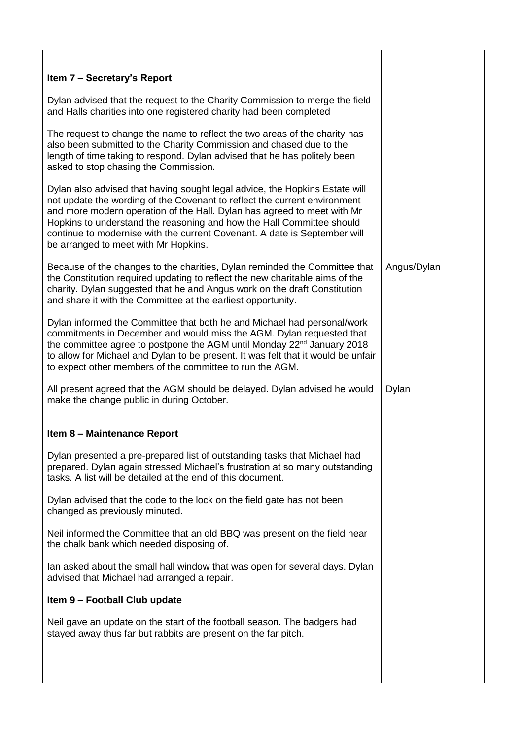| | |
|---|---|
| **Item 7 – Secretary's Report** | |
| Dylan advised that the request to the Charity Commission to merge the field and Halls charities into one registered charity had been completed | |
| The request to change the name to reflect the two areas of the charity has also been submitted to the Charity Commission and chased due to the length of time taking to respond. Dylan advised that he has politely been asked to stop chasing the Commission. | |
| Dylan also advised that having sought legal advice, the Hopkins Estate will not update the wording of the Covenant to reflect the current environment and more modern operation of the Hall. Dylan has agreed to meet with Mr Hopkins to understand the reasoning and how the Hall Committee should continue to modernise with the current Covenant. A date is September will be arranged to meet with Mr Hopkins. | |
| Because of the changes to the charities, Dylan reminded the Committee that the Constitution required updating to reflect the new charitable aims of the charity. Dylan suggested that he and Angus work on the draft Constitution and share it with the Committee at the earliest opportunity. | Angus/Dylan |
| Dylan informed the Committee that both he and Michael had personal/work commitments in December and would miss the AGM. Dylan requested that the committee agree to postpone the AGM until Monday 22nd January 2018 to allow for Michael and Dylan to be present. It was felt that it would be unfair to expect other members of the committee to run the AGM. | |
| All present agreed that the AGM should be delayed. Dylan advised he would make the change public in during October. | Dylan |
| **Item 8 – Maintenance Report** | |
| Dylan presented a pre-prepared list of outstanding tasks that Michael had prepared. Dylan again stressed Michael's frustration at so many outstanding tasks. A list will be detailed at the end of this document. | |
| Dylan advised that the code to the lock on the field gate has not been changed as previously minuted. | |
| Neil informed the Committee that an old BBQ was present on the field near the chalk bank which needed disposing of. | |
| Ian asked about the small hall window that was open for several days. Dylan advised that Michael had arranged a repair. | |
| **Item 9 – Football Club update** | |
| Neil gave an update on the start of the football season. The badgers had stayed away thus far but rabbits are present on the far pitch. | |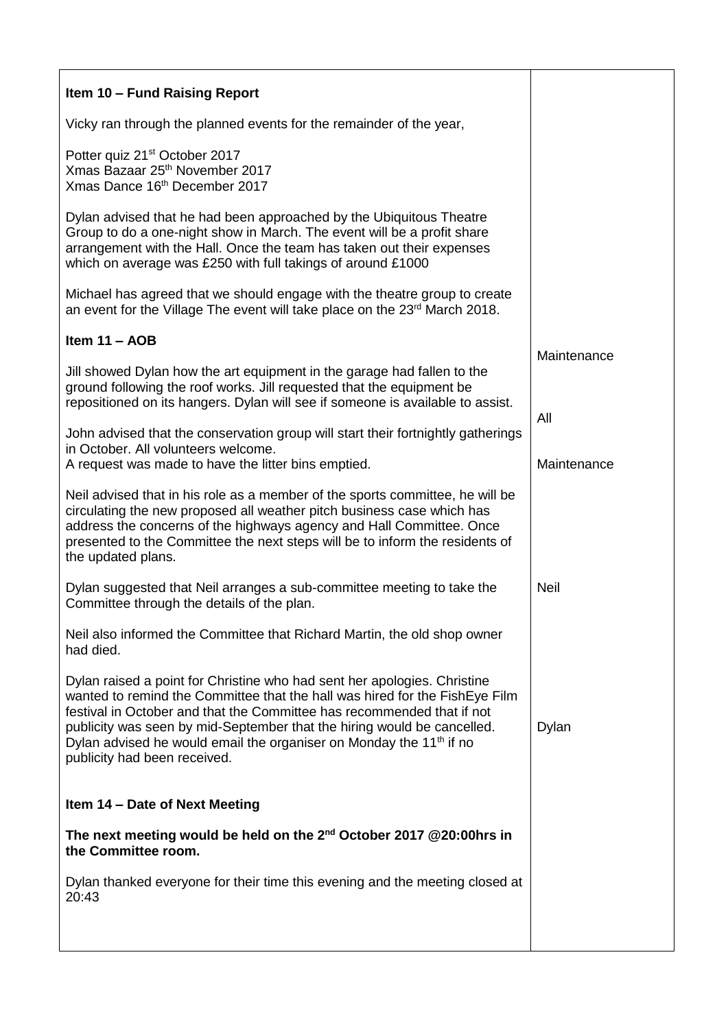| | |
|---|---|
| **Item 10 – Fund Raising Report**<br><br>Vicky ran through the planned events for the remainder of the year,<br><br>Potter quiz 21st October 2017<br>Xmas Bazaar 25th November 2017<br>Xmas Dance 16th December 2017<br><br>Dylan advised that he had been approached by the Ubiquitous Theatre Group to do a one-night show in March. The event will be a profit share arrangement with the Hall. Once the team has taken out their expenses which on average was £250 with full takings of around £1000<br><br>Michael has agreed that we should engage with the theatre group to create an event for the Village The event will take place on the 23rd March 2018. | |
| **Item 11 – AOB** | |
| Jill showed Dylan how the art equipment in the garage had fallen to the ground following the roof works. Jill requested that the equipment be repositioned on its hangers. Dylan will see if someone is available to assist. | Maintenance |
| John advised that the conservation group will start their fortnightly gatherings in October. All volunteers welcome. | All |
| A request was made to have the litter bins emptied. | Maintenance |
| Neil advised that in his role as a member of the sports committee, he will be circulating the new proposed all weather pitch business case which has address the concerns of the highways agency and Hall Committee. Once presented to the Committee the next steps will be to inform the residents of the updated plans. | |
| Dylan suggested that Neil arranges a sub-committee meeting to take the Committee through the details of the plan. | Neil |
| Neil also informed the Committee that Richard Martin, the old shop owner had died. | |
| Dylan raised a point for Christine who had sent her apologies. Christine wanted to remind the Committee that the hall was hired for the FishEye Film festival in October and that the Committee has recommended that if not publicity was seen by mid-September that the hiring would be cancelled. Dylan advised he would email the organiser on Monday the 11th if no publicity had been received. | Dylan |
| **Item 14 – Date of Next Meeting**<br><br>**The next meeting would be held on the 2nd October 2017 @20:00hrs in the Committee room.**<br><br>Dylan thanked everyone for their time this evening and the meeting closed at 20:43 | |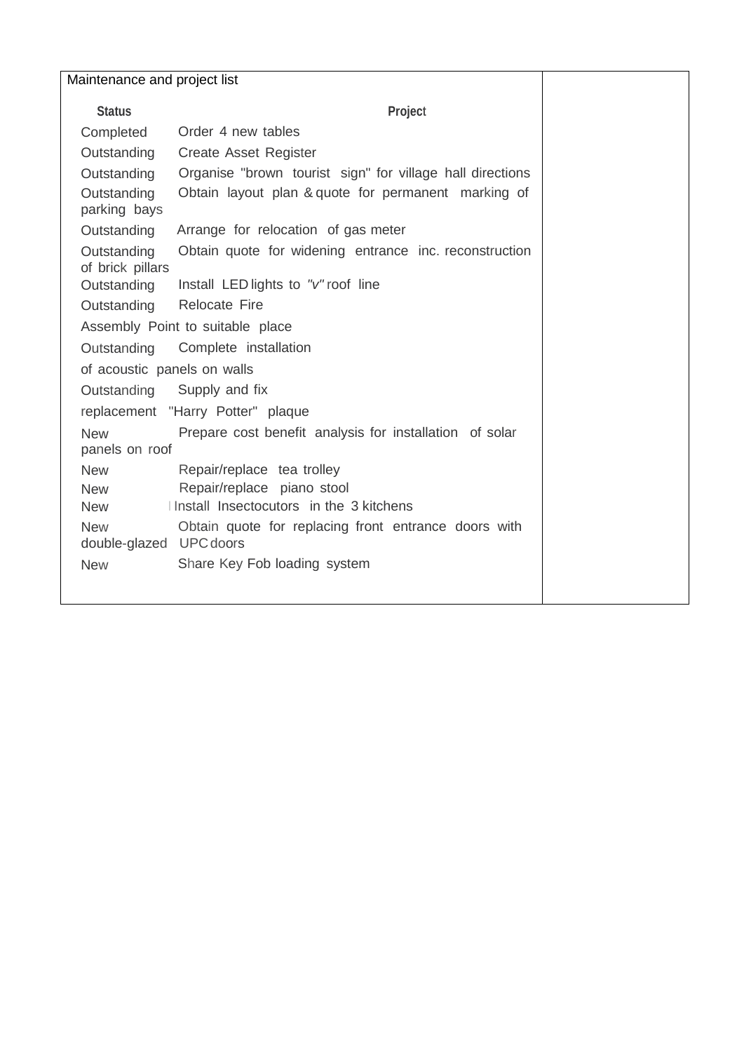Maintenance and project list

| Status | Project | |
|---|---|---|
| Completed | Order 4 new tables | |
| Outstanding | Create Asset Register | |
| Outstanding | Organise "brown tourist sign" for village hall directions | |
| Outstanding | Obtain layout plan & quote for permanent marking of parking bays | |
| Outstanding | Arrange for relocation of gas meter | |
| Outstanding | Obtain quote for widening entrance inc. reconstruction of brick pillars | |
| Outstanding | Install LED lights to "v" roof line | |
| Outstanding | Relocate Fire Assembly Point to suitable place | |
| Outstanding | Complete installation of acoustic panels on walls | |
| Outstanding | Supply and fix replacement "Harry Potter" plaque | |
| New | Prepare cost benefit analysis for installation of solar panels on roof | |
| New | Repair/replace tea trolley | |
| New | Repair/replace piano stool | |
| New | Install Insectocutors in the 3 kitchens | |
| New | Obtain quote for replacing front entrance doors with double-glazed UPC doors | |
| New | Share Key Fob loading system | |